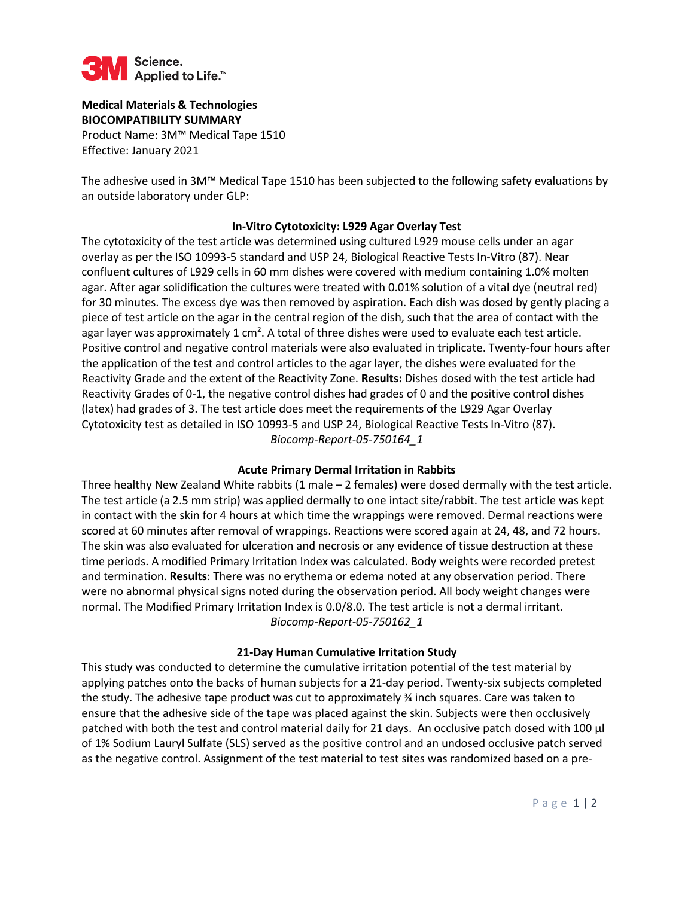3M Science. Applied to Life.™

**Medical Materials & Technologies**
**BIOCOMPATIBILITY SUMMARY**
Product Name: 3M™ Medical Tape 1510
Effective: January 2021

The adhesive used in 3M™ Medical Tape 1510 has been subjected to the following safety evaluations by an outside laboratory under GLP:

### In-Vitro Cytotoxicity: L929 Agar Overlay Test

The cytotoxicity of the test article was determined using cultured L929 mouse cells under an agar overlay as per the ISO 10993-5 standard and USP 24, Biological Reactive Tests In-Vitro (87). Near confluent cultures of L929 cells in 60 mm dishes were covered with medium containing 1.0% molten agar. After agar solidification the cultures were treated with 0.01% solution of a vital dye (neutral red) for 30 minutes. The excess dye was then removed by aspiration. Each dish was dosed by gently placing a piece of test article on the agar in the central region of the dish, such that the area of contact with the agar layer was approximately 1 $cm^2$. A total of three dishes were used to evaluate each test article. Positive control and negative control materials were also evaluated in triplicate. Twenty-four hours after the application of the test and control articles to the agar layer, the dishes were evaluated for the Reactivity Grade and the extent of the Reactivity Zone. **Results:** Dishes dosed with the test article had Reactivity Grades of 0-1, the negative control dishes had grades of 0 and the positive control dishes (latex) had grades of 3. The test article does meet the requirements of the L929 Agar Overlay Cytotoxicity test as detailed in ISO 10993-5 and USP 24, Biological Reactive Tests In-Vitro (87).

*Biocomp-Report-05-750164_1*

### Acute Primary Dermal Irritation in Rabbits

Three healthy New Zealand White rabbits (1 male – 2 females) were dosed dermally with the test article. The test article (a 2.5 mm strip) was applied dermally to one intact site/rabbit. The test article was kept in contact with the skin for 4 hours at which time the wrappings were removed. Dermal reactions were scored at 60 minutes after removal of wrappings. Reactions were scored again at 24, 48, and 72 hours. The skin was also evaluated for ulceration and necrosis or any evidence of tissue destruction at these time periods. A modified Primary Irritation Index was calculated. Body weights were recorded pretest and termination. **Results**: There was no erythema or edema noted at any observation period. There were no abnormal physical signs noted during the observation period. All body weight changes were normal. The Modified Primary Irritation Index is 0.0/8.0. The test article is not a dermal irritant.

*Biocomp-Report-05-750162_1*

### 21-Day Human Cumulative Irritation Study

This study was conducted to determine the cumulative irritation potential of the test material by applying patches onto the backs of human subjects for a 21-day period. Twenty-six subjects completed the study. The adhesive tape product was cut to approximately ¾ inch squares. Care was taken to ensure that the adhesive side of the tape was placed against the skin. Subjects were then occlusively patched with both the test and control material daily for 21 days. An occlusive patch dosed with 100 µl of 1% Sodium Lauryl Sulfate (SLS) served as the positive control and an undosed occlusive patch served as the negative control. Assignment of the test material to test sites was randomized based on a pre-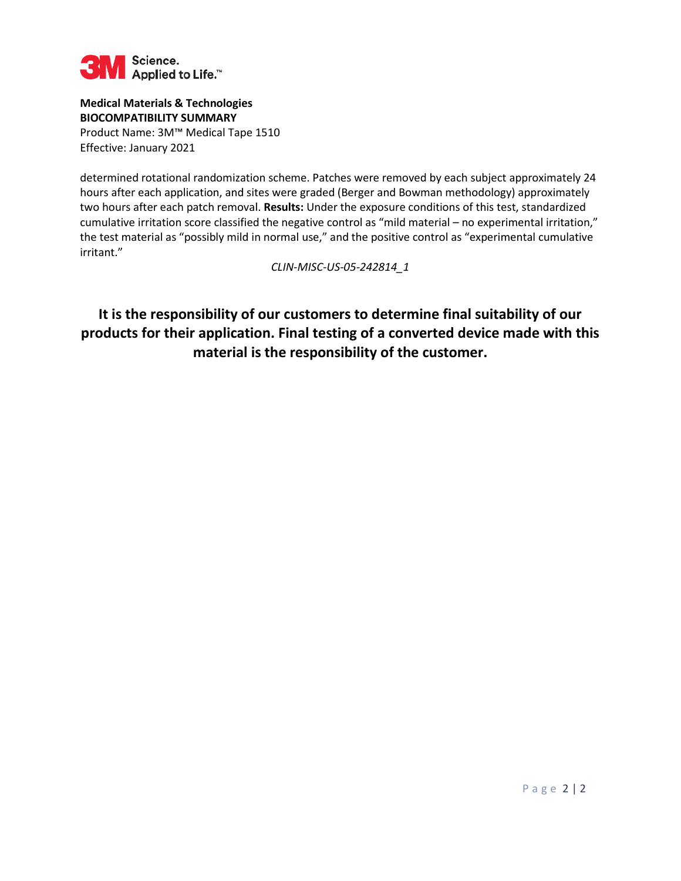determined rotational randomization scheme. Patches were removed by each subject approximately 24 hours after each application, and sites were graded (Berger and Bowman methodology) approximately two hours after each patch removal. **Results:** Under the exposure conditions of this test, standardized cumulative irritation score classified the negative control as "mild material – no experimental irritation," the test material as "possibly mild in normal use," and the positive control as "experimental cumulative irritant."

*CLIN-MISC-US-05-242814_1*

**It is the responsibility of our customers to determine final suitability of our products for their application. Final testing of a converted device made with this material is the responsibility of the customer.**